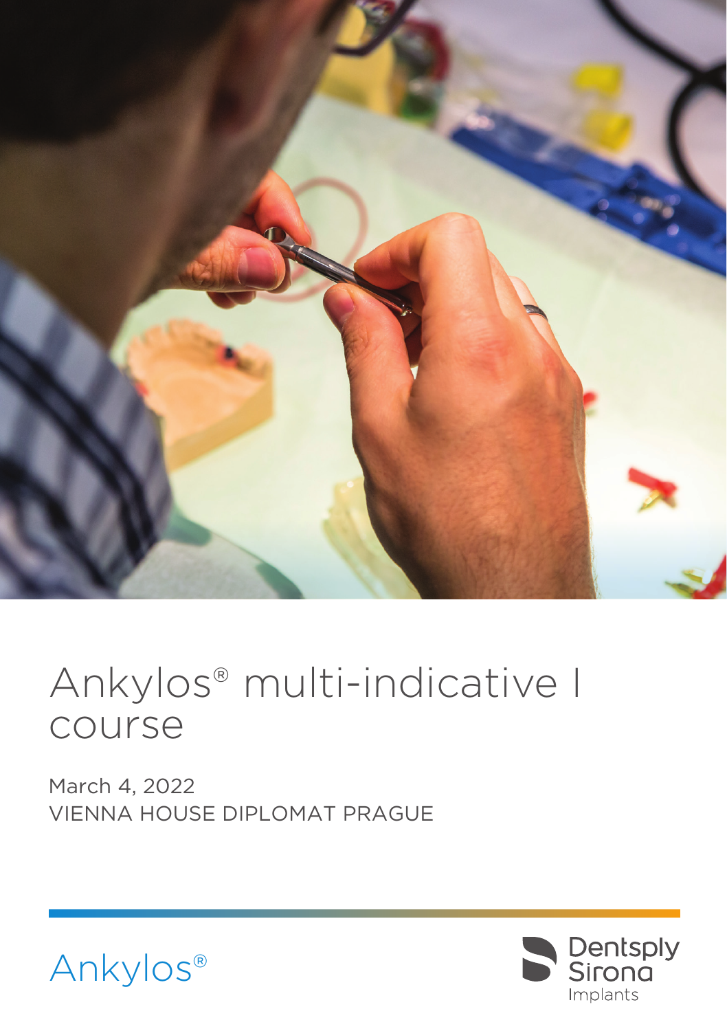# Ankylos® multi-indicative I course

March 4, 2022
VIENNA HOUSE DIPLOMAT PRAGUE

Ankylos®

Dentsply Sirona
Implants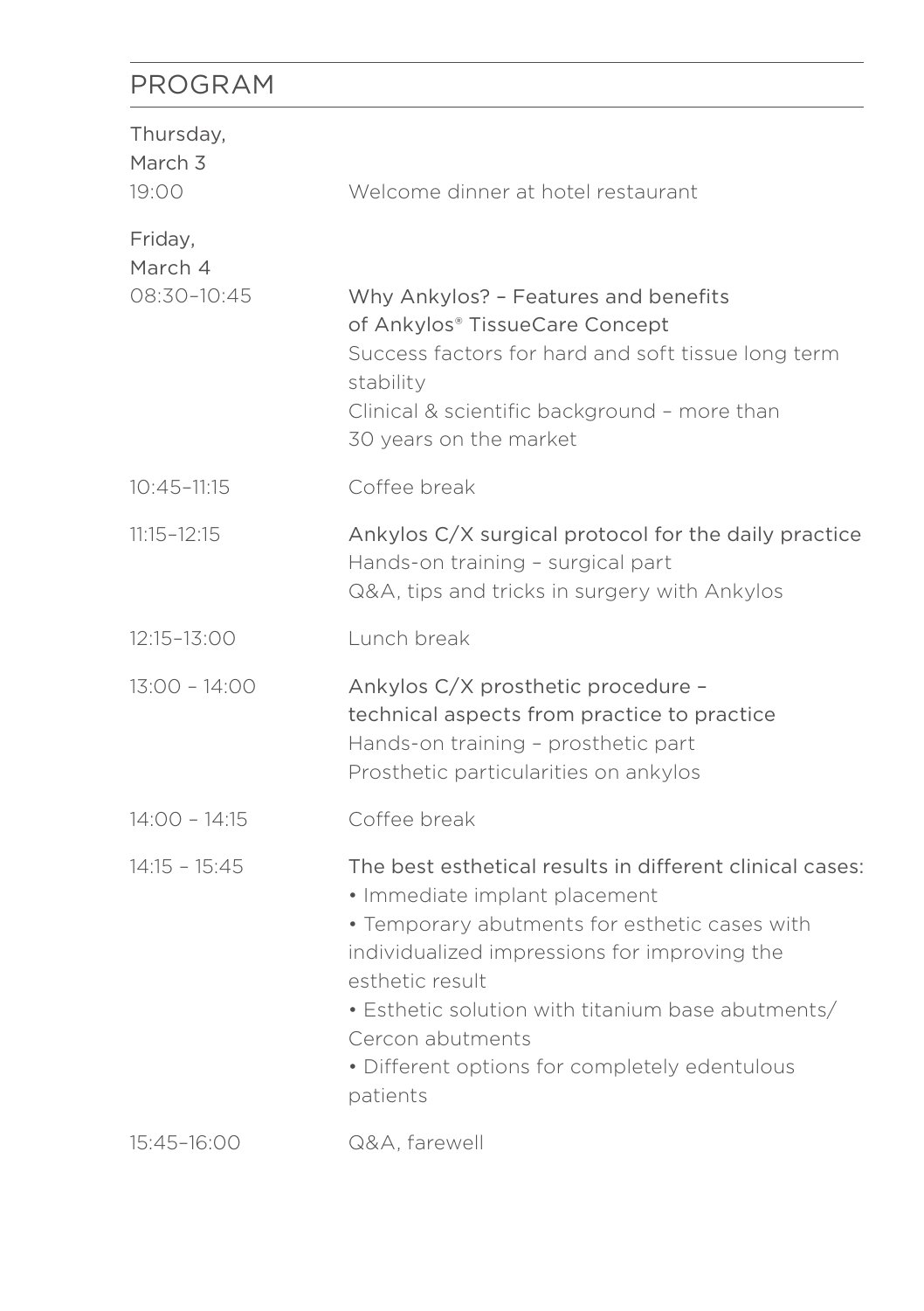# PROGRAM

| | |
|---|---|
| **Thursday, March 3** | |
| 19:00 | Welcome dinner at hotel restaurant |
| **Friday, March 4** | |
| 08:30–10:45 | Why Ankylos? – Features and benefits of Ankylos® TissueCare Concept<br>Success factors for hard and soft tissue long term stability<br>Clinical & scientific background – more than 30 years on the market |
| 10:45–11:15 | Coffee break |
| 11:15–12:15 | Ankylos C/X surgical protocol for the daily practice<br>Hands-on training – surgical part<br>Q&A, tips and tricks in surgery with Ankylos |
| 12:15–13:00 | Lunch break |
| 13:00 – 14:00 | Ankylos C/X prosthetic procedure – technical aspects from practice to practice<br>Hands-on training – prosthetic part<br>Prosthetic particularities on ankylos |
| 14:00 – 14:15 | Coffee break |
| 14:15 – 15:45 | The best esthetical results in different clinical cases:<br>• Immediate implant placement<br>• Temporary abutments for esthetic cases with individualized impressions for improving the esthetic result<br>• Esthetic solution with titanium base abutments/ Cercon abutments<br>• Different options for completely edentulous patients |
| 15:45–16:00 | Q&A, farewell |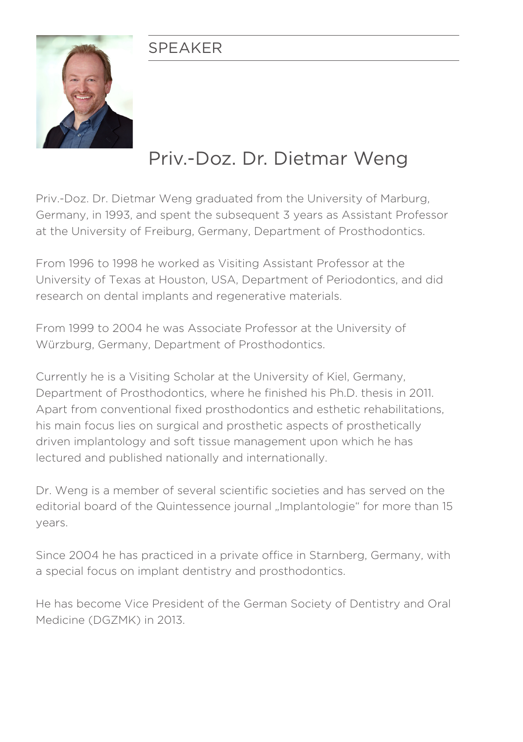## SPEAKER

# Priv.-Doz. Dr. Dietmar Weng

Priv.-Doz. Dr. Dietmar Weng graduated from the University of Marburg, Germany, in 1993, and spent the subsequent 3 years as Assistant Professor at the University of Freiburg, Germany, Department of Prosthodontics.

From 1996 to 1998 he worked as Visiting Assistant Professor at the University of Texas at Houston, USA, Department of Periodontics, and did research on dental implants and regenerative materials.

From 1999 to 2004 he was Associate Professor at the University of Würzburg, Germany, Department of Prosthodontics.

Currently he is a Visiting Scholar at the University of Kiel, Germany, Department of Prosthodontics, where he finished his Ph.D. thesis in 2011. Apart from conventional fixed prosthodontics and esthetic rehabilitations, his main focus lies on surgical and prosthetic aspects of prosthetically driven implantology and soft tissue management upon which he has lectured and published nationally and internationally.

Dr. Weng is a member of several scientific societies and has served on the editorial board of the Quintessence journal „Implantologie“ for more than 15 years.

Since 2004 he has practiced in a private office in Starnberg, Germany, with a special focus on implant dentistry and prosthodontics.

He has become Vice President of the German Society of Dentistry and Oral Medicine (DGZMK) in 2013.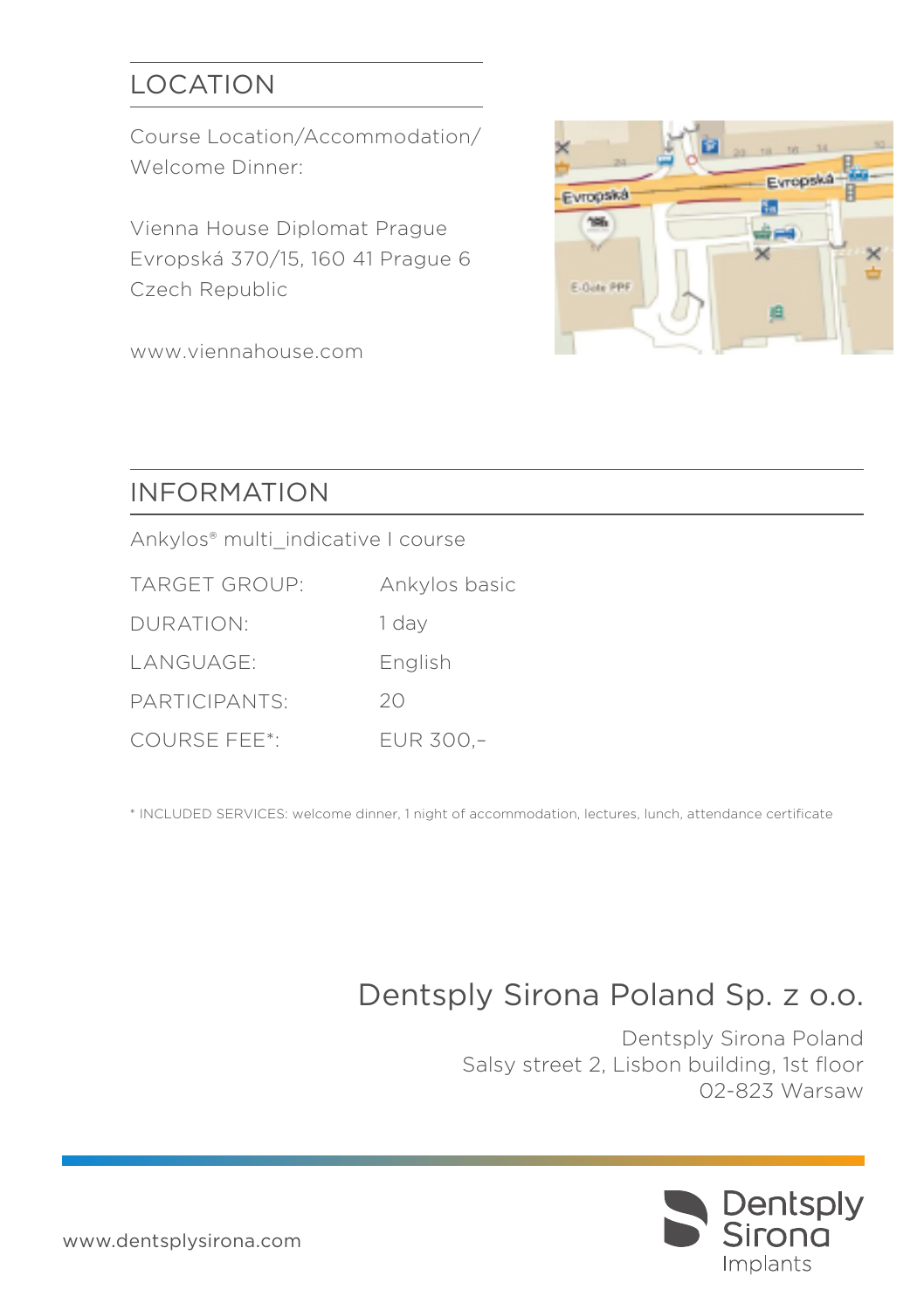## LOCATION

Course Location/Accommodation/ Welcome Dinner:

Vienna House Diplomat Prague
Evropská 370/15, 160 41 Prague 6
Czech Republic

www.viennahouse.com

## INFORMATION

Ankylos® multi_indicative I course

| | |
|---|---|
| TARGET GROUP: | Ankylos basic |
| DURATION: | 1 day |
| LANGUAGE: | English |
| PARTICIPANTS: | 20 |
| COURSE FEE*: | EUR 300,– |

* INCLUDED SERVICES: welcome dinner, 1 night of accommodation, lectures, lunch, attendance certificate

## Dentsply Sirona Poland Sp. z o.o.

Dentsply Sirona Poland
Salsy street 2, Lisbon building, 1st floor
02-823 Warsaw

www.dentsplysirona.com

Dentsply Sirona Implants